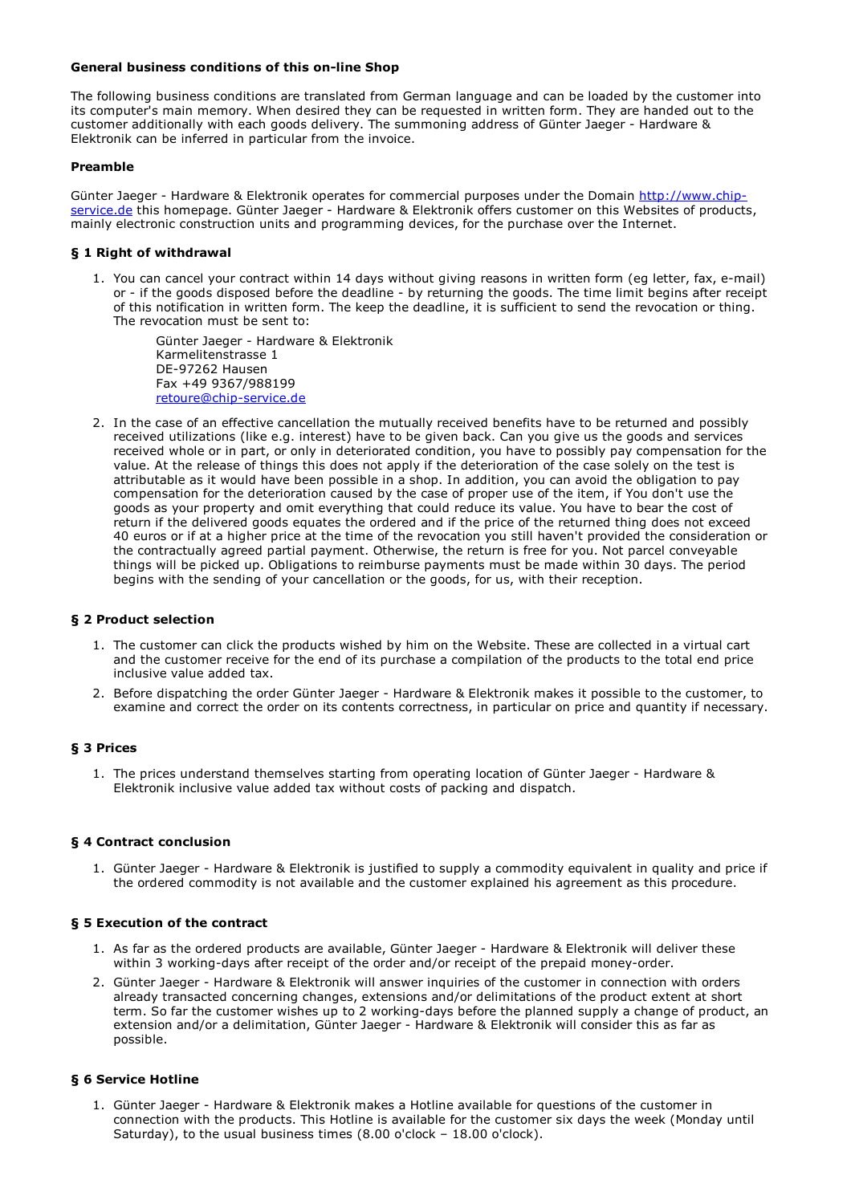**General business conditions of this on-line Shop**

The following business conditions are translated from German language and can be loaded by the customer into its computer's main memory. When desired they can be requested in written form. They are handed out to the customer additionally with each goods delivery. The summoning address of Günter Jaeger - Hardware & Elektronik can be inferred in particular from the invoice.

**Preamble**

Günter Jaeger - Hardware & Elektronik operates for commercial purposes under the Domain http://www.chip-service.de this homepage. Günter Jaeger - Hardware & Elektronik offers customer on this Websites of products, mainly electronic construction units and programming devices, for the purchase over the Internet.

**§ 1 Right of withdrawal**

1. You can cancel your contract within 14 days without giving reasons in written form (eg letter, fax, e-mail) or - if the goods disposed before the deadline - by returning the goods. The time limit begins after receipt of this notification in written form. The keep the deadline, it is sufficient to send the revocation or thing. The revocation must be sent to:

   Günter Jaeger - Hardware & Elektronik
   Karmelitenstrasse 1
   DE-97262 Hausen
   Fax +49 9367/988199
   retoure@chip-service.de

2. In the case of an effective cancellation the mutually received benefits have to be returned and possibly received utilizations (like e.g. interest) have to be given back. Can you give us the goods and services received whole or in part, or only in deteriorated condition, you have to possibly pay compensation for the value. At the release of things this does not apply if the deterioration of the case solely on the test is attributable as it would have been possible in a shop. In addition, you can avoid the obligation to pay compensation for the deterioration caused by the case of proper use of the item, if You don't use the goods as your property and omit everything that could reduce its value. You have to bear the cost of return if the delivered goods equates the ordered and if the price of the returned thing does not exceed 40 euros or if at a higher price at the time of the revocation you still haven't provided the consideration or the contractually agreed partial payment. Otherwise, the return is free for you. Not parcel conveyable things will be picked up. Obligations to reimburse payments must be made within 30 days. The period begins with the sending of your cancellation or the goods, for us, with their reception.

**§ 2 Product selection**

1. The customer can click the products wished by him on the Website. These are collected in a virtual cart and the customer receive for the end of its purchase a compilation of the products to the total end price inclusive value added tax.
2. Before dispatching the order Günter Jaeger - Hardware & Elektronik makes it possible to the customer, to examine and correct the order on its contents correctness, in particular on price and quantity if necessary.

**§ 3 Prices**

1. The prices understand themselves starting from operating location of Günter Jaeger - Hardware & Elektronik inclusive value added tax without costs of packing and dispatch.

**§ 4 Contract conclusion**

1. Günter Jaeger - Hardware & Elektronik is justified to supply a commodity equivalent in quality and price if the ordered commodity is not available and the customer explained his agreement as this procedure.

**§ 5 Execution of the contract**

1. As far as the ordered products are available, Günter Jaeger - Hardware & Elektronik will deliver these within 3 working-days after receipt of the order and/or receipt of the prepaid money-order.
2. Günter Jaeger - Hardware & Elektronik will answer inquiries of the customer in connection with orders already transacted concerning changes, extensions and/or delimitations of the product extent at short term. So far the customer wishes up to 2 working-days before the planned supply a change of product, an extension and/or a delimitation, Günter Jaeger - Hardware & Elektronik will consider this as far as possible.

**§ 6 Service Hotline**

1. Günter Jaeger - Hardware & Elektronik makes a Hotline available for questions of the customer in connection with the products. This Hotline is available for the customer six days the week (Monday until Saturday), to the usual business times (8.00 o'clock – 18.00 o'clock).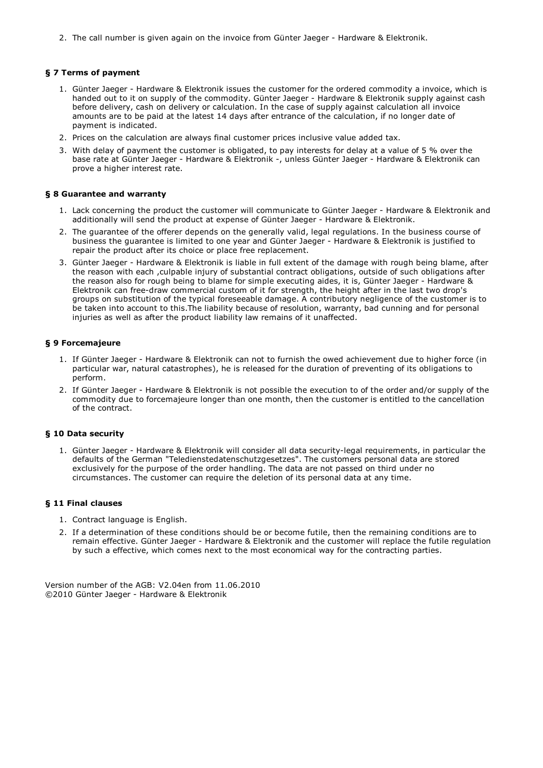2. The call number is given again on the invoice from Günter Jaeger - Hardware & Elektronik.

#### § 7 Terms of payment

1. Günter Jaeger - Hardware & Elektronik issues the customer for the ordered commodity a invoice, which is handed out to it on supply of the commodity. Günter Jaeger - Hardware & Elektronik supply against cash before delivery, cash on delivery or calculation. In the case of supply against calculation all invoice amounts are to be paid at the latest 14 days after entrance of the calculation, if no longer date of payment is indicated.
2. Prices on the calculation are always final customer prices inclusive value added tax.
3. With delay of payment the customer is obligated, to pay interests for delay at a value of 5 % over the base rate at Günter Jaeger - Hardware & Elektronik -, unless Günter Jaeger - Hardware & Elektronik can prove a higher interest rate.

#### § 8 Guarantee and warranty

1. Lack concerning the product the customer will communicate to Günter Jaeger - Hardware & Elektronik and additionally will send the product at expense of Günter Jaeger - Hardware & Elektronik.
2. The guarantee of the offerer depends on the generally valid, legal regulations. In the business course of business the guarantee is limited to one year and Günter Jaeger - Hardware & Elektronik is justified to repair the product after its choice or place free replacement.
3. Günter Jaeger - Hardware & Elektronik is liable in full extent of the damage with rough being blame, after the reason with each ,culpable injury of substantial contract obligations, outside of such obligations after the reason also for rough being to blame for simple executing aides, it is, Günter Jaeger - Hardware & Elektronik can free-draw commercial custom of it for strength, the height after in the last two drop's groups on substitution of the typical foreseeable damage. A contributory negligence of the customer is to be taken into account to this.The liability because of resolution, warranty, bad cunning and for personal injuries as well as after the product liability law remains of it unaffected.

#### § 9 Forcemajeure

1. If Günter Jaeger - Hardware & Elektronik can not to furnish the owed achievement due to higher force (in particular war, natural catastrophes), he is released for the duration of preventing of its obligations to perform.
2. If Günter Jaeger - Hardware & Elektronik is not possible the execution to of the order and/or supply of the commodity due to forcemajeure longer than one month, then the customer is entitled to the cancellation of the contract.

#### § 10 Data security

1. Günter Jaeger - Hardware & Elektronik will consider all data security-legal requirements, in particular the defaults of the German "Teledienstedatenschutzgesetzes". The customers personal data are stored exclusively for the purpose of the order handling. The data are not passed on third under no circumstances. The customer can require the deletion of its personal data at any time.

#### § 11 Final clauses

1. Contract language is English.
2. If a determination of these conditions should be or become futile, then the remaining conditions are to remain effective. Günter Jaeger - Hardware & Elektronik and the customer will replace the futile regulation by such a effective, which comes next to the most economical way for the contracting parties.

Version number of the AGB: V2.04en from 11.06.2010
©2010 Günter Jaeger - Hardware & Elektronik